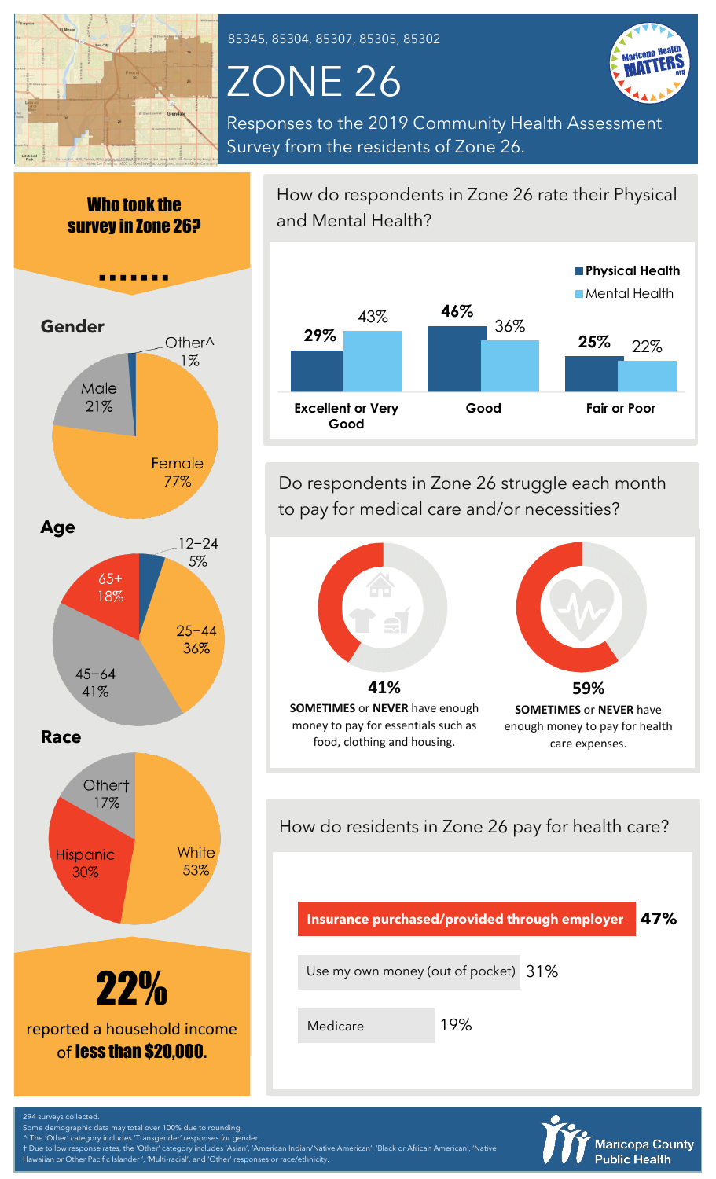85345, 85304, 85307, 85305, 85302

# ZONE 26

Responses to the 2019 Community Health Assessment Survey from the residents of Zone 26.

## Who took the survey in Zone 26?

### Gender

| Gender | Percent |
| --- | --- |
| Female | 77% |
| Male | 21% |
| Other^ | 1% |

### Age

| Age | Percent |
| --- | --- |
| 12–24 | 5% |
| 25–44 | 36% |
| 45–64 | 41% |
| 65+ | 18% |

### Race

| Race | Percent |
| --- | --- |
| White | 53% |
| Hispanic | 30% |
| Other† | 17% |

**22%** reported a household income of **less than $20,000.**

## How do respondents in Zone 26 rate their Physical and Mental Health?

| | Physical Health | Mental Health |
| --- | --- | --- |
| Excellent or Very Good | 29% | 43% |
| Good | 46% | 36% |
| Fair or Poor | 25% | 22% |

## Do respondents in Zone 26 struggle each month to pay for medical care and/or necessities?

**41%** **SOMETIMES** or **NEVER** have enough money to pay for essentials such as food, clothing and housing.

**59%** **SOMETIMES** or **NEVER** have enough money to pay for health care expenses.

## How do residents in Zone 26 pay for health care?

| Payment method | Percent |
| --- | --- |
| **Insurance purchased/provided through employer** | **47%** |
| Use my own money (out of pocket) | 31% |
| Medicare | 19% |

294 surveys collected.
Some demographic data may total over 100% due to rounding.
^ The 'Other' category includes 'Transgender' responses for gender.
† Due to low response rates, the 'Other' category includes 'Asian', 'American Indian/Native American', 'Black or African American', 'Native Hawaiian or Other Pacific Islander', 'Multi-racial', and 'Other' responses or race/ethnicity.

Maricopa County Public Health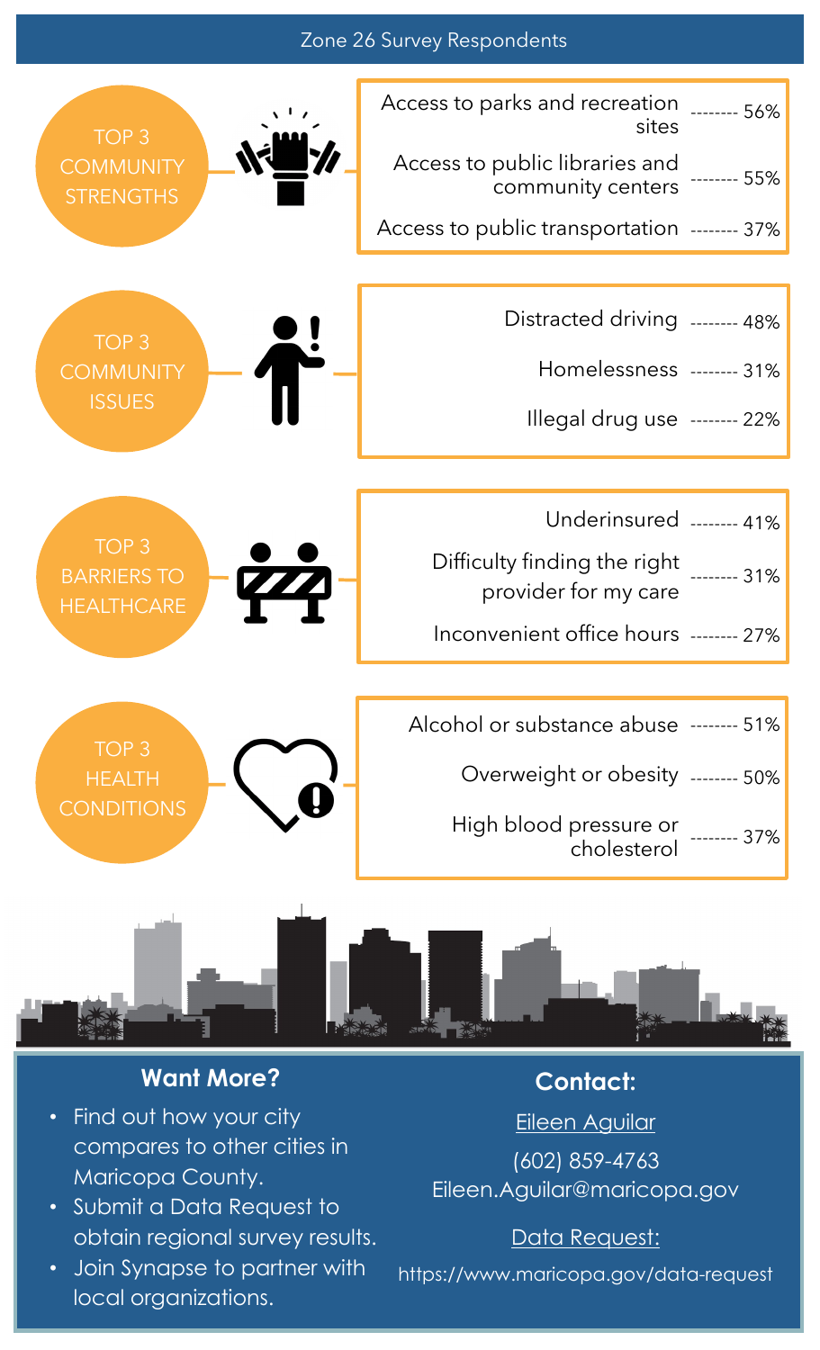## Zone 26 Survey Respondents

### TOP 3 COMMUNITY STRENGTHS

- Access to parks and recreation sites -------- 56%
- Access to public libraries and community centers -------- 55%
- Access to public transportation -------- 37%

### TOP 3 COMMUNITY ISSUES

- Distracted driving -------- 48%
- Homelessness -------- 31%
- Illegal drug use -------- 22%

### TOP 3 BARRIERS TO HEALTHCARE

- Underinsured -------- 41%
- Difficulty finding the right provider for my care -------- 31%
- Inconvenient office hours -------- 27%

### TOP 3 HEALTH CONDITIONS

- Alcohol or substance abuse -------- 51%
- Overweight or obesity -------- 50%
- High blood pressure or cholesterol -------- 37%

## Want More?

- Find out how your city compares to other cities in Maricopa County.
- Submit a Data Request to obtain regional survey results.
- Join Synapse to partner with local organizations.

## Contact:

Eileen Aguilar

(602) 859-4763

Eileen.Aguilar@maricopa.gov

Data Request:

https://www.maricopa.gov/data-request